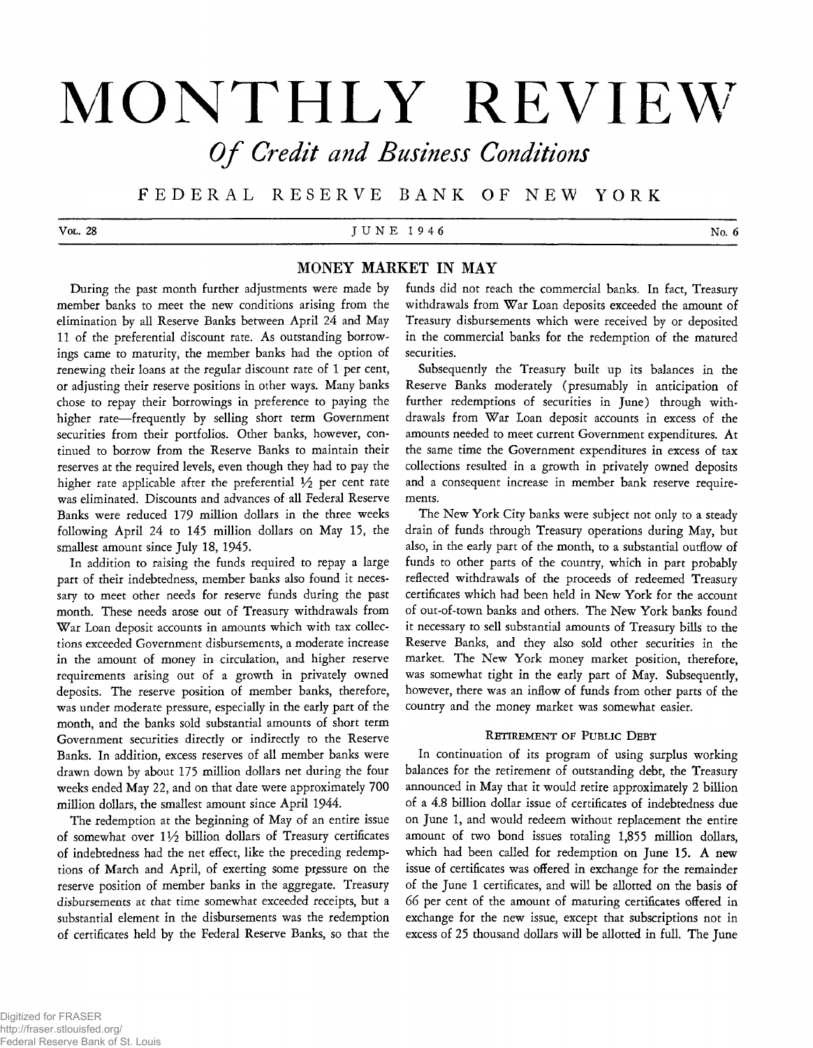# MONTHLY REVIEW

## *Of Credit and Business Conditions*

### FEDERAL RESERVE BANK OF NEW YORK

Vol. 28 — JUNE 1946 — No. 6

## MONEY MARKET IN MAY

During the past month further adjustments were made by member banks to meet the new conditions arising from the elimination by all Reserve Banks between April 24 and May 11 of the preferential discount rate. As outstanding borrowings came to maturity, the member banks had the option of renewing their loans at the regular discount rate of 1 per cent, or adjusting their reserve positions in other ways. Many banks chose to repay their borrowings in preference to paying the higher rate—frequently by selling short term Government securities from their portfolios. Other banks, however, continued to borrow from the Reserve Banks to maintain their reserves at the required levels, even though they had to pay the higher rate applicable after the preferential ½ per cent rate was eliminated. Discounts and advances of all Federal Reserve Banks were reduced 179 million dollars in the three weeks following April 24 to 145 million dollars on May 15, the smallest amount since July 18, 1945.

In addition to raising the funds required to repay a large part of their indebtedness, member banks also found it necessary to meet other needs for reserve funds during the past month. These needs arose out of Treasury withdrawals from War Loan deposit accounts in amounts which with tax collections exceeded Government disbursements, a moderate increase in the amount of money in circulation, and higher reserve requirements arising out of a growth in privately owned deposits. The reserve position of member banks, therefore, was under moderate pressure, especially in the early part of the month, and the banks sold substantial amounts of short term Government securities directly or indirectly to the Reserve Banks. In addition, excess reserves of all member banks were drawn down by about 175 million dollars net during the four weeks ended May 22, and on that date were approximately 700 million dollars, the smallest amount since April 1944.

The redemption at the beginning of May of an entire issue of somewhat over 1½ billion dollars of Treasury certificates of indebtedness had the net effect, like the preceding redemptions of March and April, of exerting some pressure on the reserve position of member banks in the aggregate. Treasury disbursements at that time somewhat exceeded receipts, but a substantial element in the disbursements was the redemption of certificates held by the Federal Reserve Banks, so that the funds did not reach the commercial banks. In fact, Treasury withdrawals from War Loan deposits exceeded the amount of Treasury disbursements which were received by or deposited in the commercial banks for the redemption of the matured securities.

Subsequently the Treasury built up its balances in the Reserve Banks moderately (presumably in anticipation of further redemptions of securities in June) through withdrawals from War Loan deposit accounts in excess of the amounts needed to meet current Government expenditures. At the same time the Government expenditures in excess of tax collections resulted in a growth in privately owned deposits and a consequent increase in member bank reserve requirements.

The New York City banks were subject not only to a steady drain of funds through Treasury operations during May, but also, in the early part of the month, to a substantial outflow of funds to other parts of the country, which in part probably reflected withdrawals of the proceeds of redeemed Treasury certificates which had been held in New York for the account of out-of-town banks and others. The New York banks found it necessary to sell substantial amounts of Treasury bills to the Reserve Banks, and they also sold other securities in the market. The New York money market position, therefore, was somewhat tight in the early part of May. Subsequently, however, there was an inflow of funds from other parts of the country and the money market was somewhat easier.

### Retirement of Public Debt

In continuation of its program of using surplus working balances for the retirement of outstanding debt, the Treasury announced in May that it would retire approximately 2 billion of a 4.8 billion dollar issue of certificates of indebtedness due on June 1, and would redeem without replacement the entire amount of two bond issues totaling 1,855 million dollars, which had been called for redemption on June 15. A new issue of certificates was offered in exchange for the remainder of the June 1 certificates, and will be allotted on the basis of 66 per cent of the amount of maturing certificates offered in exchange for the new issue, except that subscriptions not in excess of 25 thousand dollars will be allotted in full. The June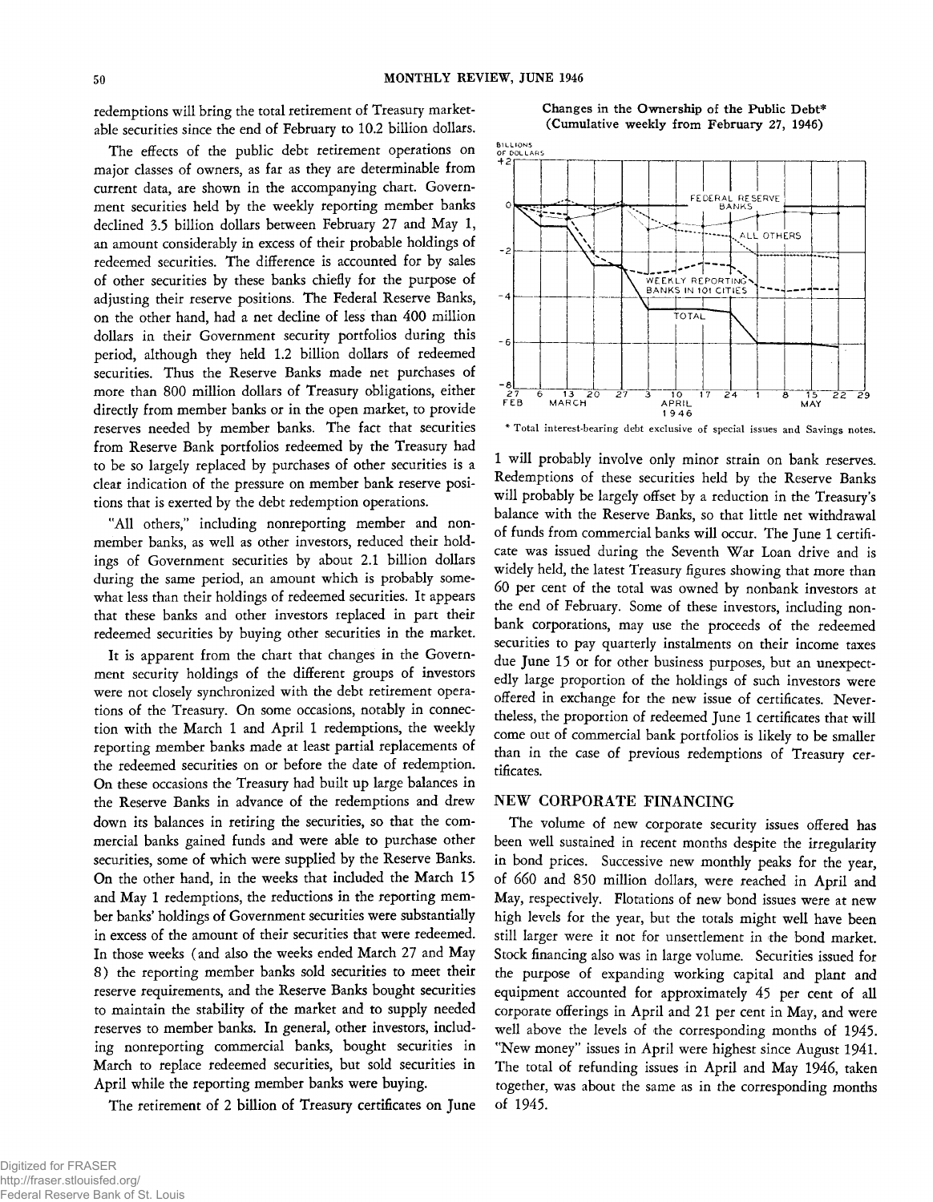redemptions will bring the total retirement of Treasury marketable securities since the end of February to 10.2 billion dollars.

The effects of the public debt retirement operations on major classes of owners, as far as they are determinable from current data, are shown in the accompanying chart. Government securities held by the weekly reporting member banks declined 3.5 billion dollars between February 27 and May 1, an amount considerably in excess of their probable holdings of redeemed securities. The difference is accounted for by sales of other securities by these banks chiefly for the purpose of adjusting their reserve positions. The Federal Reserve Banks, on the other hand, had a net decline of less than 400 million dollars in their Government security portfolios during this period, although they held 1.2 billion dollars of redeemed securities. Thus the Reserve Banks made net purchases of more than 800 million dollars of Treasury obligations, either directly from member banks or in the open market, to provide reserves needed by member banks. The fact that securities from Reserve Bank portfolios redeemed by the Treasury had to be so largely replaced by purchases of other securities is a clear indication of the pressure on member bank reserve positions that is exerted by the debt redemption operations.

"All others," including nonreporting member and nonmember banks, as well as other investors, reduced their holdings of Government securities by about 2.1 billion dollars during the same period, an amount which is probably somewhat less than their holdings of redeemed securities. It appears that these banks and other investors replaced in part their redeemed securities by buying other securities in the market.

It is apparent from the chart that changes in the Government security holdings of the different groups of investors were not closely synchronized with the debt retirement operations of the Treasury. On some occasions, notably in connection with the March 1 and April 1 redemptions, the weekly reporting member banks made at least partial replacements of the redeemed securities on or before the date of redemption. On these occasions the Treasury had built up large balances in the Reserve Banks in advance of the redemptions and drew down its balances in retiring the securities, so that the commercial banks gained funds and were able to purchase other securities, some of which were supplied by the Reserve Banks. On the other hand, in the weeks that included the March 15 and May 1 redemptions, the reductions in the reporting member banks' holdings of Government securities were substantially in excess of the amount of their securities that were redeemed. In those weeks (and also the weeks ended March 27 and May 8) the reporting member banks sold securities to meet their reserve requirements, and the Reserve Banks bought securities to maintain the stability of the market and to supply needed reserves to member banks. In general, other investors, including nonreporting commercial banks, bought securities in March to replace redeemed securities, but sold securities in April while the reporting member banks were buying.

The retirement of 2 billion of Treasury certificates on June 1 will probably involve only minor strain on bank reserves. Redemptions of these securities held by the Reserve Banks will probably be largely offset by a reduction in the Treasury's balance with the Reserve Banks, so that little net withdrawal of funds from commercial banks will occur. The June 1 certificate was issued during the Seventh War Loan drive and is widely held, the latest Treasury figures showing that more than 60 per cent of the total was owned by nonbank investors at the end of February. Some of these investors, including nonbank corporations, may use the proceeds of the redeemed securities to pay quarterly instalments on their income taxes due June 15 or for other business purposes, but an unexpectedly large proportion of the holdings of such investors were offered in exchange for the new issue of certificates. Nevertheless, the proportion of redeemed June 1 certificates that will come out of commercial bank portfolios is likely to be smaller than in the case of previous redemptions of Treasury certificates.

**Changes in the Ownership of the Public Debt\***
**(Cumulative weekly from February 27, 1946)**

\* Total interest-bearing debt exclusive of special issues and Savings notes.

## NEW CORPORATE FINANCING

The volume of new corporate security issues offered has been well sustained in recent months despite the irregularity in bond prices. Successive new monthly peaks for the year, of 660 and 850 million dollars, were reached in April and May, respectively. Flotations of new bond issues were at new high levels for the year, but the totals might well have been still larger were it not for unsettlement in the bond market. Stock financing also was in large volume. Securities issued for the purpose of expanding working capital and plant and equipment accounted for approximately 45 per cent of all corporate offerings in April and 21 per cent in May, and were well above the levels of the corresponding months of 1945. "New money" issues in April were highest since August 1941. The total of refunding issues in April and May 1946, taken together, was about the same as in the corresponding months of 1945.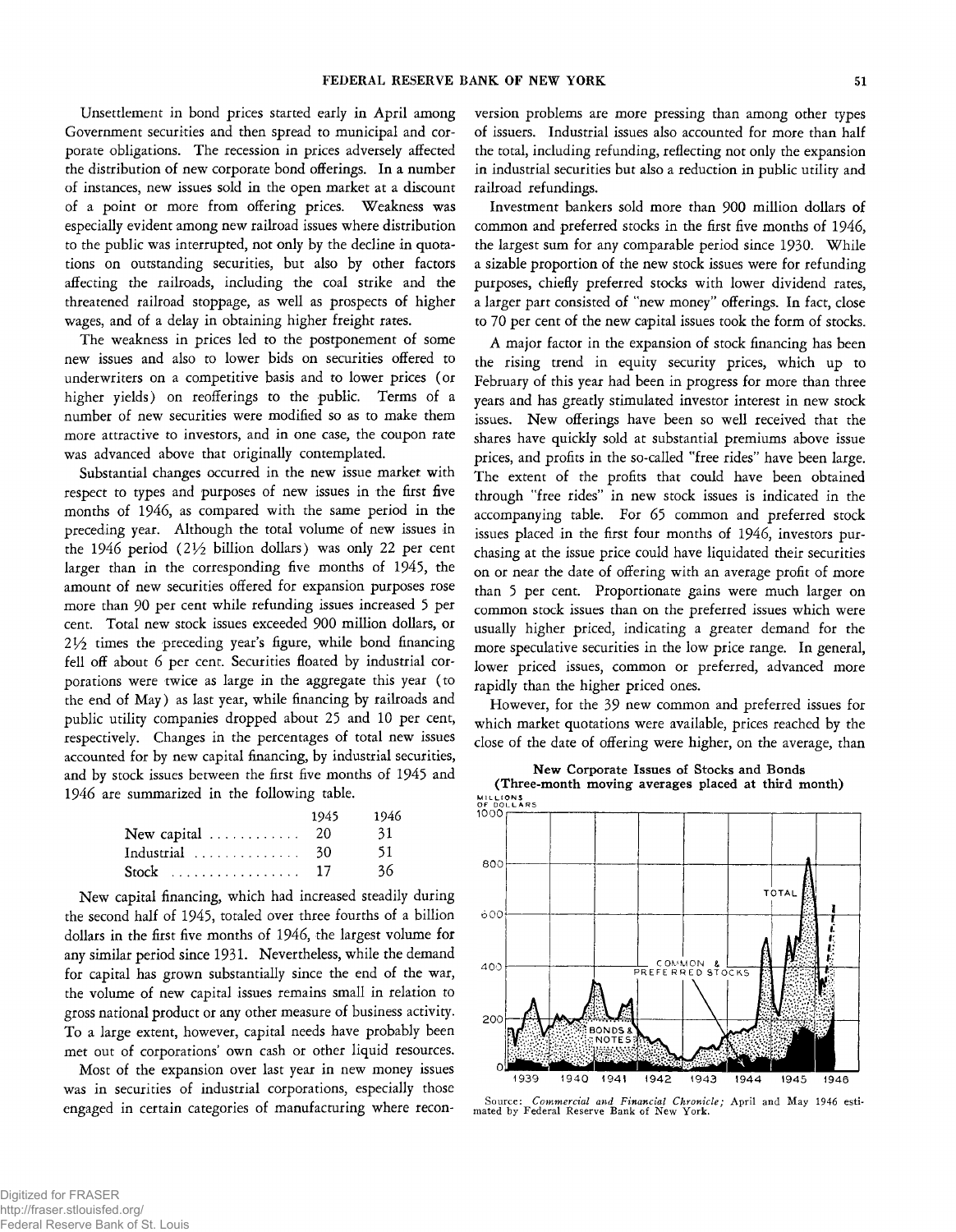Unsettlement in bond prices started early in April among Government securities and then spread to municipal and corporate obligations. The recession in prices adversely affected the distribution of new corporate bond offerings. In a number of instances, new issues sold in the open market at a discount of a point or more from offering prices. Weakness was especially evident among new railroad issues where distribution to the public was interrupted, not only by the decline in quotations on outstanding securities, but also by other factors affecting the railroads, including the coal strike and the threatened railroad stoppage, as well as prospects of higher wages, and of a delay in obtaining higher freight rates.

The weakness in prices led to the postponement of some new issues and also to lower bids on securities offered to underwriters on a competitive basis and to lower prices (or higher yields) on reofferings to the public. Terms of a number of new securities were modified so as to make them more attractive to investors, and in one case, the coupon rate was advanced above that originally contemplated.

Substantial changes occurred in the new issue market with respect to types and purposes of new issues in the first five months of 1946, as compared with the same period in the preceding year. Although the total volume of new issues in the 1946 period (2½ billion dollars) was only 22 per cent larger than in the corresponding five months of 1945, the amount of new securities offered for expansion purposes rose more than 90 per cent while refunding issues increased 5 per cent. Total new stock issues exceeded 900 million dollars, or 2½ times the preceding year's figure, while bond financing fell off about 6 per cent. Securities floated by industrial corporations were twice as large in the aggregate this year (to the end of May) as last year, while financing by railroads and public utility companies dropped about 25 and 10 per cent, respectively. Changes in the percentages of total new issues accounted for by new capital financing, by industrial securities, and by stock issues between the first five months of 1945 and 1946 are summarized in the following table.

| | 1945 | 1946 |
|---|---|---|
| New capital | 20 | 31 |
| Industrial | 30 | 51 |
| Stock | 17 | 36 |

New capital financing, which had increased steadily during the second half of 1945, totaled over three fourths of a billion dollars in the first five months of 1946, the largest volume for any similar period since 1931. Nevertheless, while the demand for capital has grown substantially since the end of the war, the volume of new capital issues remains small in relation to gross national product or any other measure of business activity. To a large extent, however, capital needs have probably been met out of corporations' own cash or other liquid resources.

Most of the expansion over last year in new money issues was in securities of industrial corporations, especially those engaged in certain categories of manufacturing where reconversion problems are more pressing than among other types of issuers. Industrial issues also accounted for more than half the total, including refunding, reflecting not only the expansion in industrial securities but also a reduction in public utility and railroad refundings.

Investment bankers sold more than 900 million dollars of common and preferred stocks in the first five months of 1946, the largest sum for any comparable period since 1930. While a sizable proportion of the new stock issues were for refunding purposes, chiefly preferred stocks with lower dividend rates, a larger part consisted of "new money" offerings. In fact, close to 70 per cent of the new capital issues took the form of stocks.

A major factor in the expansion of stock financing has been the rising trend in equity security prices, which up to February of this year had been in progress for more than three years and has greatly stimulated investor interest in new stock issues. New offerings have been so well received that the shares have quickly sold at substantial premiums above issue prices, and profits in the so-called "free rides" have been large. The extent of the profits that could have been obtained through "free rides" in new stock issues is indicated in the accompanying table. For 65 common and preferred stock issues placed in the first four months of 1946, investors purchasing at the issue price could have liquidated their securities on or near the date of offering with an average profit of more than 5 per cent. Proportionate gains were much larger on common stock issues than on the preferred issues which were usually higher priced, indicating a greater demand for the more speculative securities in the low price range. In general, lower priced issues, common or preferred, advanced more rapidly than the higher priced ones.

However, for the 39 new common and preferred issues for which market quotations were available, prices reached by the close of the date of offering were higher, on the average, than

**New Corporate Issues of Stocks and Bonds**
**(Three-month moving averages placed at third month)**

Source: *Commercial and Financial Chronicle;* April and May 1946 estimated by Federal Reserve Bank of New York.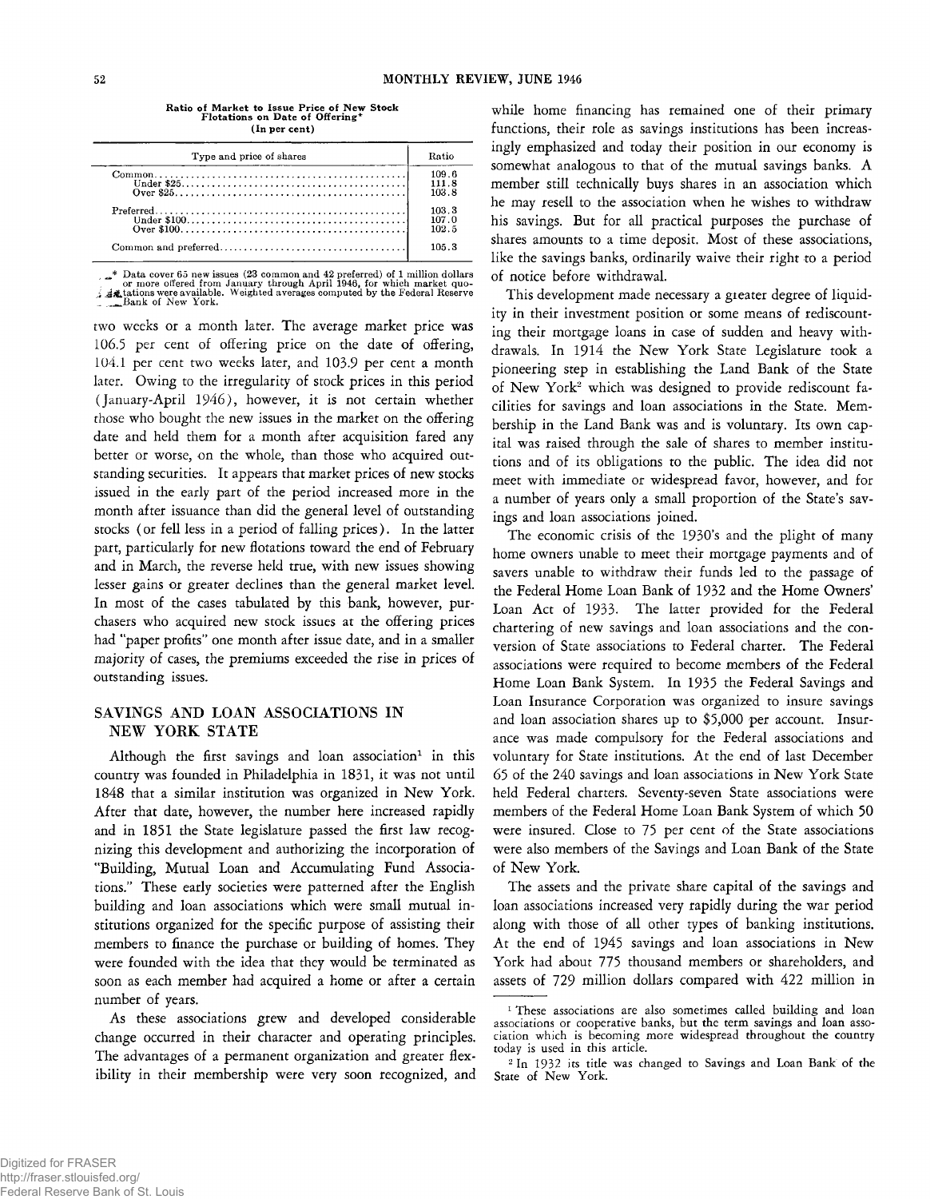**Ratio of Market to Issue Price of New Stock Flotations on Date of Offering***
**(In per cent)**

| Type and price of shares | Ratio |
|---|---|
| Common | 109.6 |
| Under $25 | 111.8 |
| Over $25 | 103.8 |
| Preferred | 103.3 |
| Under $100 | 107.0 |
| Over $100 | 102.5 |
| Common and preferred | 105.3 |

\* Data cover 65 new issues (23 common and 42 preferred) of 1 million dollars or more offered from January through April 1946, for which market quotations were available. Weighted averages computed by the Federal Reserve Bank of New York.

two weeks or a month later. The average market price was 106.5 per cent of offering price on the date of offering, 104.1 per cent two weeks later, and 103.9 per cent a month later. Owing to the irregularity of stock prices in this period (January-April 1946), however, it is not certain whether those who bought the new issues in the market on the offering date and held them for a month after acquisition fared any better or worse, on the whole, than those who acquired outstanding securities. It appears that market prices of new stocks issued in the early part of the period increased more in the month after issuance than did the general level of outstanding stocks (or fell less in a period of falling prices). In the latter part, particularly for new flotations toward the end of February and in March, the reverse held true, with new issues showing lesser gains or greater declines than the general market level. In most of the cases tabulated by this bank, however, purchasers who acquired new stock issues at the offering prices had "paper profits" one month after issue date, and in a smaller majority of cases, the premiums exceeded the rise in prices of outstanding issues.

## SAVINGS AND LOAN ASSOCIATIONS IN NEW YORK STATE

Although the first savings and loan association[1] in this country was founded in Philadelphia in 1831, it was not until 1848 that a similar institution was organized in New York. After that date, however, the number here increased rapidly and in 1851 the State legislature passed the first law recognizing this development and authorizing the incorporation of "Building, Mutual Loan and Accumulating Fund Associations." These early societies were patterned after the English building and loan associations which were small mutual institutions organized for the specific purpose of assisting their members to finance the purchase or building of homes. They were founded with the idea that they would be terminated as soon as each member had acquired a home or after a certain number of years.

As these associations grew and developed considerable change occurred in their character and operating principles. The advantages of a permanent organization and greater flexibility in their membership were very soon recognized, and while home financing has remained one of their primary functions, their role as savings institutions has been increasingly emphasized and today their position in our economy is somewhat analogous to that of the mutual savings banks. A member still technically buys shares in an association which he may resell to the association when he wishes to withdraw his savings. But for all practical purposes the purchase of shares amounts to a time deposit. Most of these associations, like the savings banks, ordinarily waive their right to a period of notice before withdrawal.

This development made necessary a greater degree of liquidity in their investment position or some means of rediscounting their mortgage loans in case of sudden and heavy withdrawals. In 1914 the New York State Legislature took a pioneering step in establishing the Land Bank of the State of New York[2] which was designed to provide rediscount facilities for savings and loan associations in the State. Membership in the Land Bank was and is voluntary. Its own capital was raised through the sale of shares to member institutions and of its obligations to the public. The idea did not meet with immediate or widespread favor, however, and for a number of years only a small proportion of the State's savings and loan associations joined.

The economic crisis of the 1930's and the plight of many home owners unable to meet their mortgage payments and of savers unable to withdraw their funds led to the passage of the Federal Home Loan Bank of 1932 and the Home Owners' Loan Act of 1933. The latter provided for the Federal chartering of new savings and loan associations and the conversion of State associations to Federal charter. The Federal associations were required to become members of the Federal Home Loan Bank System. In 1935 the Federal Savings and Loan Insurance Corporation was organized to insure savings and loan association shares up to $5,000 per account. Insurance was made compulsory for the Federal associations and voluntary for State institutions. At the end of last December 65 of the 240 savings and loan associations in New York State held Federal charters. Seventy-seven State associations were members of the Federal Home Loan Bank System of which 50 were insured. Close to 75 per cent of the State associations were also members of the Savings and Loan Bank of the State of New York.

The assets and the private share capital of the savings and loan associations increased very rapidly during the war period along with those of all other types of banking institutions. At the end of 1945 savings and loan associations in New York had about 775 thousand members or shareholders, and assets of 729 million dollars compared with 422 million in

[1] These associations are also sometimes called building and loan associations or cooperative banks, but the term savings and loan association which is becoming more widespread throughout the country today is used in this article.

[2] In 1932 its title was changed to Savings and Loan Bank of the State of New York.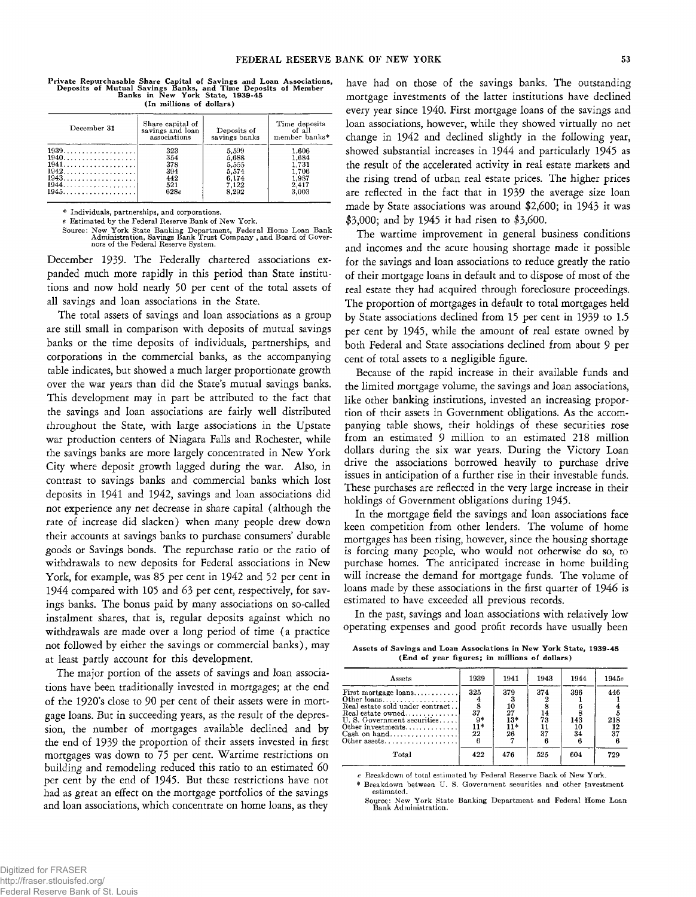**Private Repurchasable Share Capital of Savings and Loan Associations, Deposits of Mutual Savings Banks, and Time Deposits of Member Banks in New York State, 1939-45**
**(In millions of dollars)**

| December 31 | Share capital of savings and loan associations | Deposits of savings banks | Time deposits of all member banks* |
|---|---|---|---|
| 1939 | 323 | 5,509 | 1,606 |
| 1940 | 354 | 5,688 | 1,684 |
| 1941 | 378 | 5,555 | 1,731 |
| 1942 | 394 | 5,574 | 1,706 |
| 1943 | 442 | 6,174 | 1,987 |
| 1944 | 521 | 7,122 | 2,417 |
| 1945 | 628e | 8,292 | 3,003 |

\* Individuals, partnerships, and corporations.

e Estimated by the Federal Reserve Bank of New York.

Source: New York State Banking Department, Federal Home Loan Bank Administration, Savings Bank Trust Company, and Board of Governors of the Federal Reserve System.

December 1939. The Federally chartered associations expanded much more rapidly in this period than State institutions and now hold nearly 50 per cent of the total assets of all savings and loan associations in the State.

The total assets of savings and loan associations as a group are still small in comparison with deposits of mutual savings banks or the time deposits of individuals, partnerships, and corporations in the commercial banks, as the accompanying table indicates, but showed a much larger proportionate growth over the war years than did the State's mutual savings banks. This development may in part be attributed to the fact that the savings and loan associations are fairly well distributed throughout the State, with large associations in the Upstate war production centers of Niagara Falls and Rochester, while the savings banks are more largely concentrated in New York City where deposit growth lagged during the war. Also, in contrast to savings banks and commercial banks which lost deposits in 1941 and 1942, savings and loan associations did not experience any net decrease in share capital (although the rate of increase did slacken) when many people drew down their accounts at savings banks to purchase consumers' durable goods or Savings bonds. The repurchase ratio or the ratio of withdrawals to new deposits for Federal associations in New York, for example, was 85 per cent in 1942 and 52 per cent in 1944 compared with 105 and 63 per cent, respectively, for savings banks. The bonus paid by many associations on so-called instalment shares, that is, regular deposits against which no withdrawals are made over a long period of time (a practice not followed by either the savings or commercial banks), may at least partly account for this development.

The major portion of the assets of savings and loan associations have been traditionally invested in mortgages; at the end of the 1920's close to 90 per cent of their assets were in mortgage loans. But in succeeding years, as the result of the depression, the number of mortgages available declined and by the end of 1939 the proportion of their assets invested in first mortgages was down to 75 per cent. Wartime restrictions on building and remodeling reduced this ratio to an estimated 60 per cent by the end of 1945. But these restrictions have not had as great an effect on the mortgage portfolios of the savings and loan associations, which concentrate on home loans, as they have had on those of the savings banks. The outstanding mortgage investments of the latter institutions have declined every year since 1940. First mortgage loans of the savings and loan associations, however, while they showed virtually no net change in 1942 and declined slightly in the following year, showed substantial increases in 1944 and particularly 1945 as the result of the accelerated activity in real estate markets and the rising trend of urban real estate prices. The higher prices are reflected in the fact that in 1939 the average size loan made by State associations was around \$2,600; in 1943 it was \$3,000; and by 1945 it had risen to \$3,600.

The wartime improvement in general business conditions and incomes and the acute housing shortage made it possible for the savings and loan associations to reduce greatly the ratio of their mortgage loans in default and to dispose of most of the real estate they had acquired through foreclosure proceedings. The proportion of mortgages in default to total mortgages held by State associations declined from 15 per cent in 1939 to 1.5 per cent by 1945, while the amount of real estate owned by both Federal and State associations declined from about 9 per cent of total assets to a negligible figure.

Because of the rapid increase in their available funds and the limited mortgage volume, the savings and loan associations, like other banking institutions, invested an increasing proportion of their assets in Government obligations. As the accompanying table shows, their holdings of these securities rose from an estimated 9 million to an estimated 218 million dollars during the six war years. During the Victory Loan drive the associations borrowed heavily to purchase drive issues in anticipation of a further rise in their investable funds. These purchases are reflected in the very large increase in their holdings of Government obligations during 1945.

In the mortgage field the savings and loan associations face keen competition from other lenders. The volume of home mortgages has been rising, however, since the housing shortage is forcing many people, who would not otherwise do so, to purchase homes. The anticipated increase in home building will increase the demand for mortgage funds. The volume of loans made by these associations in the first quarter of 1946 is estimated to have exceeded all previous records.

In the past, savings and loan associations with relatively low operating expenses and good profit records have usually been

**Assets of Savings and Loan Associations in New York State, 1939-45**
**(End of year figures; in millions of dollars)**

| Assets | 1939 | 1941 | 1943 | 1944 | 1945e |
|---|---|---|---|---|---|
| First mortgage loans | 325 | 379 | 374 | 396 | 446 |
| Other loans | 4 | 3 | 2 | 1 | 1 |
| Real estate sold under contract | 8 | 10 | 8 | 6 | 4 |
| Real estate owned | 37 | 27 | 14 | 8 | 5 |
| U. S. Government securities | 9* | 13* | 73 | 143 | 218 |
| Other investments | 11* | 11* | 11 | 10 | 12 |
| Cash on hand | 22 | 26 | 37 | 34 | 37 |
| Other assets | 6 | 7 | 6 | 6 | 6 |
| Total | 422 | 476 | 525 | 604 | 729 |

e Breakdown of total estimated by Federal Reserve Bank of New York.

\* Breakdown between U. S. Government securities and other investment estimated.

Source: New York State Banking Department and Federal Home Loan Bank Administration.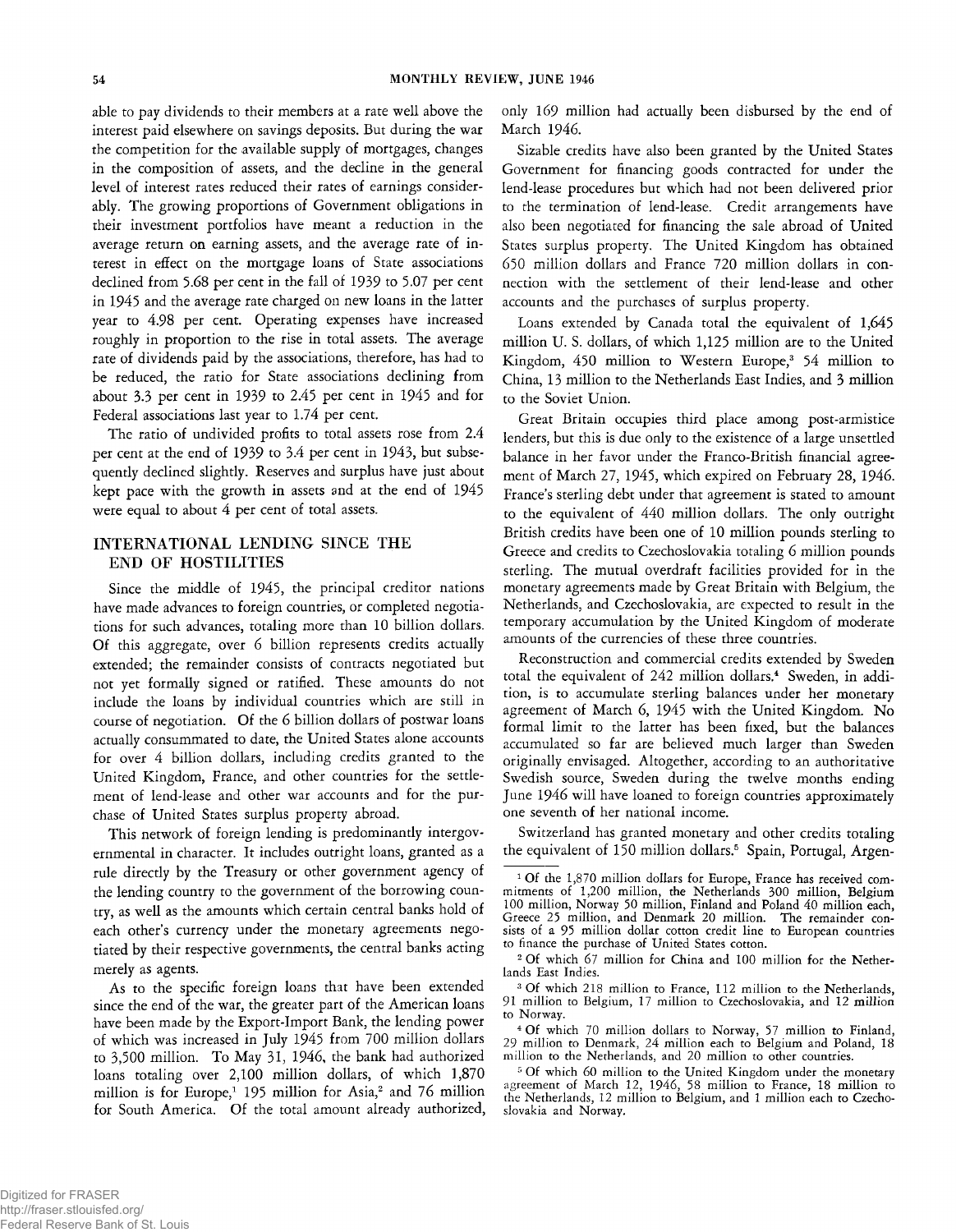able to pay dividends to their members at a rate well above the interest paid elsewhere on savings deposits. But during the war the competition for the available supply of mortgages, changes in the composition of assets, and the decline in the general level of interest rates reduced their rates of earnings considerably. The growing proportions of Government obligations in their investment portfolios have meant a reduction in the average return on earning assets, and the average rate of interest in effect on the mortgage loans of State associations declined from 5.68 per cent in the fall of 1939 to 5.07 per cent in 1945 and the average rate charged on new loans in the latter year to 4.98 per cent. Operating expenses have increased roughly in proportion to the rise in total assets. The average rate of dividends paid by the associations, therefore, has had to be reduced, the ratio for State associations declining from about 3.3 per cent in 1939 to 2.45 per cent in 1945 and for Federal associations last year to 1.74 per cent.

The ratio of undivided profits to total assets rose from 2.4 per cent at the end of 1939 to 3.4 per cent in 1943, but subsequently declined slightly. Reserves and surplus have just about kept pace with the growth in assets and at the end of 1945 were equal to about 4 per cent of total assets.

## INTERNATIONAL LENDING SINCE THE END OF HOSTILITIES

Since the middle of 1945, the principal creditor nations have made advances to foreign countries, or completed negotiations for such advances, totaling more than 10 billion dollars. Of this aggregate, over 6 billion represents credits actually extended; the remainder consists of contracts negotiated but not yet formally signed or ratified. These amounts do not include the loans by individual countries which are still in course of negotiation. Of the 6 billion dollars of postwar loans actually consummated to date, the United States alone accounts for over 4 billion dollars, including credits granted to the United Kingdom, France, and other countries for the settlement of lend-lease and other war accounts and for the purchase of United States surplus property abroad.

This network of foreign lending is predominantly intergovernmental in character. It includes outright loans, granted as a rule directly by the Treasury or other government agency of the lending country to the government of the borrowing country, as well as the amounts which certain central banks hold of each other's currency under the monetary agreements negotiated by their respective governments, the central banks acting merely as agents.

As to the specific foreign loans that have been extended since the end of the war, the greater part of the American loans have been made by the Export-Import Bank, the lending power of which was increased in July 1945 from 700 million dollars to 3,500 million. To May 31, 1946, the bank had authorized loans totaling over 2,100 million dollars, of which 1,870 million is for Europe,[1] 195 million for Asia,[2] and 76 million for South America. Of the total amount already authorized, only 169 million had actually been disbursed by the end of March 1946.

Sizable credits have also been granted by the United States Government for financing goods contracted for under the lend-lease procedures but which had not been delivered prior to the termination of lend-lease. Credit arrangements have also been negotiated for financing the sale abroad of United States surplus property. The United Kingdom has obtained 650 million dollars and France 720 million dollars in connection with the settlement of their lend-lease and other accounts and the purchases of surplus property.

Loans extended by Canada total the equivalent of 1,645 million U. S. dollars, of which 1,125 million are to the United Kingdom, 450 million to Western Europe,[3] 54 million to China, 13 million to the Netherlands East Indies, and 3 million to the Soviet Union.

Great Britain occupies third place among post-armistice lenders, but this is due only to the existence of a large unsettled balance in her favor under the Franco-British financial agreement of March 27, 1945, which expired on February 28, 1946. France's sterling debt under that agreement is stated to amount to the equivalent of 440 million dollars. The only outright British credits have been one of 10 million pounds sterling to Greece and credits to Czechoslovakia totaling 6 million pounds sterling. The mutual overdraft facilities provided for in the monetary agreements made by Great Britain with Belgium, the Netherlands, and Czechoslovakia, are expected to result in the temporary accumulation by the United Kingdom of moderate amounts of the currencies of these three countries.

Reconstruction and commercial credits extended by Sweden total the equivalent of 242 million dollars.[4] Sweden, in addition, is to accumulate sterling balances under her monetary agreement of March 6, 1945 with the United Kingdom. No formal limit to the latter has been fixed, but the balances accumulated so far are believed much larger than Sweden originally envisaged. Altogether, according to an authoritative Swedish source, Sweden during the twelve months ending June 1946 will have loaned to foreign countries approximately one seventh of her national income.

Switzerland has granted monetary and other credits totaling the equivalent of 150 million dollars.[5] Spain, Portugal, Argen-

[1] Of the 1,870 million dollars for Europe, France has received commitments of 1,200 million, the Netherlands 300 million, Belgium 100 million, Norway 50 million, Finland and Poland 40 million each, Greece 25 million, and Denmark 20 million. The remainder consists of a 95 million dollar cotton credit line to European countries to finance the purchase of United States cotton.

[2] Of which 67 million for China and 100 million for the Netherlands East Indies.

[3] Of which 218 million to France, 112 million to the Netherlands, 91 million to Belgium, 17 million to Czechoslovakia, and 12 million to Norway.

[4] Of which 70 million dollars to Norway, 57 million to Finland, 29 million to Denmark, 24 million each to Belgium and Poland, 18 million to the Netherlands, and 20 million to other countries.

[5] Of which 60 million to the United Kingdom under the monetary agreement of March 12, 1946, 58 million to France, 18 million to the Netherlands, 12 million to Belgium, and 1 million each to Czechoslovakia and Norway.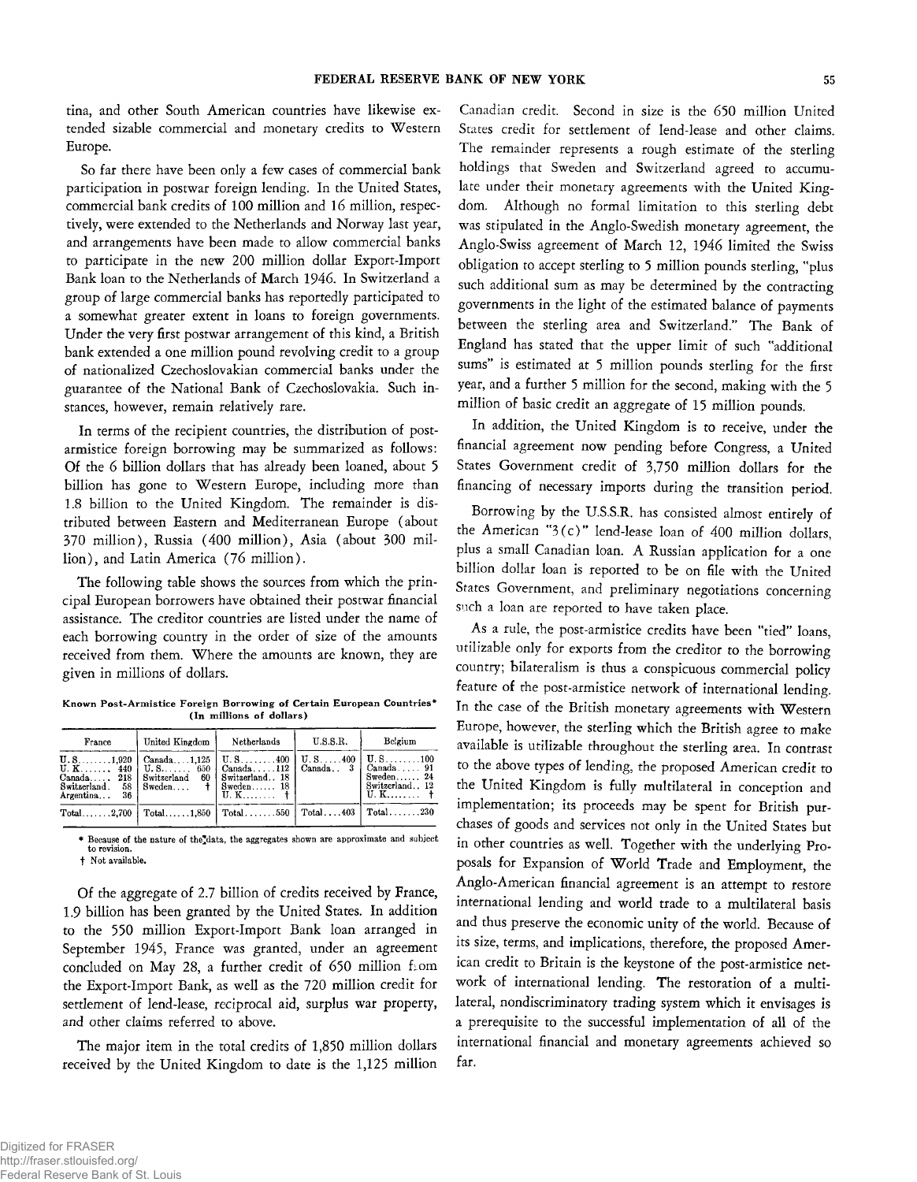tina, and other South American countries have likewise extended sizable commercial and monetary credits to Western Europe.

So far there have been only a few cases of commercial bank participation in postwar foreign lending. In the United States, commercial bank credits of 100 million and 16 million, respectively, were extended to the Netherlands and Norway last year, and arrangements have been made to allow commercial banks to participate in the new 200 million dollar Export-Import Bank loan to the Netherlands of March 1946. In Switzerland a group of large commercial banks has reportedly participated to a somewhat greater extent in loans to foreign governments. Under the very first postwar arrangement of this kind, a British bank extended a one million pound revolving credit to a group of nationalized Czechoslovakian commercial banks under the guarantee of the National Bank of Czechoslovakia. Such instances, however, remain relatively rare.

In terms of the recipient countries, the distribution of post-armistice foreign borrowing may be summarized as follows: Of the 6 billion dollars that has already been loaned, about 5 billion has gone to Western Europe, including more than 1.8 billion to the United Kingdom. The remainder is distributed between Eastern and Mediterranean Europe (about 370 million), Russia (400 million), Asia (about 300 million), and Latin America (76 million).

The following table shows the sources from which the principal European borrowers have obtained their postwar financial assistance. The creditor countries are listed under the name of each borrowing country in the order of size of the amounts received from them. Where the amounts are known, they are given in millions of dollars.

**Known Post-Armistice Foreign Borrowing of Certain European Countries\***
**(In millions of dollars)**

| France | | United Kingdom | | Netherlands | | U.S.S.R. | | Belgium | |
|---|---|---|---|---|---|---|---|---|---|
| U.S. | 1,920 | Canada | 1,125 | U.S. | 400 | U.S. | 400 | U.S. | 100 |
| U.K. | 440 | U.S. | 650 | Canada | 112 | Canada | 3 | Canada | 91 |
| Canada | 218 | Switzerland | 60 | Switzerland | 18 | | | Sweden | 24 |
| Switzerland | 58 | Sweden | † | Sweden | 18 | | | Switzerland | 12 |
| Argentina | 36 | | | U.K. | † | | | U.K. | † |
| Total | 2,700 | Total | 1,850 | Total | 550 | Total | 403 | Total | 230 |

\* Because of the nature of the data, the aggregates shown are approximate and subject to revision.
† Not available.

Of the aggregate of 2.7 billion of credits received by France, 1.9 billion has been granted by the United States. In addition to the 550 million Export-Import Bank loan arranged in September 1945, France was granted, under an agreement concluded on May 28, a further credit of 650 million from the Export-Import Bank, as well as the 720 million credit for settlement of lend-lease, reciprocal aid, surplus war property, and other claims referred to above.

The major item in the total credits of 1,850 million dollars received by the United Kingdom to date is the 1,125 million Canadian credit. Second in size is the 650 million United States credit for settlement of lend-lease and other claims. The remainder represents a rough estimate of the sterling holdings that Sweden and Switzerland agreed to accumulate under their monetary agreements with the United Kingdom. Although no formal limitation to this sterling debt was stipulated in the Anglo-Swedish monetary agreement, the Anglo-Swiss agreement of March 12, 1946 limited the Swiss obligation to accept sterling to 5 million pounds sterling, "plus such additional sum as may be determined by the contracting governments in the light of the estimated balance of payments between the sterling area and Switzerland." The Bank of England has stated that the upper limit of such "additional sums" is estimated at 5 million pounds sterling for the first year, and a further 5 million for the second, making with the 5 million of basic credit an aggregate of 15 million pounds.

In addition, the United Kingdom is to receive, under the financial agreement now pending before Congress, a United States Government credit of 3,750 million dollars for the financing of necessary imports during the transition period.

Borrowing by the U.S.S.R. has consisted almost entirely of the American "3(c)" lend-lease loan of 400 million dollars, plus a small Canadian loan. A Russian application for a one billion dollar loan is reported to be on file with the United States Government, and preliminary negotiations concerning such a loan are reported to have taken place.

As a rule, the post-armistice credits have been "tied" loans, utilizable only for exports from the creditor to the borrowing country; bilateralism is thus a conspicuous commercial policy feature of the post-armistice network of international lending. In the case of the British monetary agreements with Western Europe, however, the sterling which the British agree to make available is utilizable throughout the sterling area. In contrast to the above types of lending, the proposed American credit to the United Kingdom is fully multilateral in conception and implementation; its proceeds may be spent for British purchases of goods and services not only in the United States but in other countries as well. Together with the underlying Proposals for Expansion of World Trade and Employment, the Anglo-American financial agreement is an attempt to restore international lending and world trade to a multilateral basis and thus preserve the economic unity of the world. Because of its size, terms, and implications, therefore, the proposed American credit to Britain is the keystone of the post-armistice network of international lending. The restoration of a multilateral, nondiscriminatory trading system which it envisages is a prerequisite to the successful implementation of all of the international financial and monetary agreements achieved so far.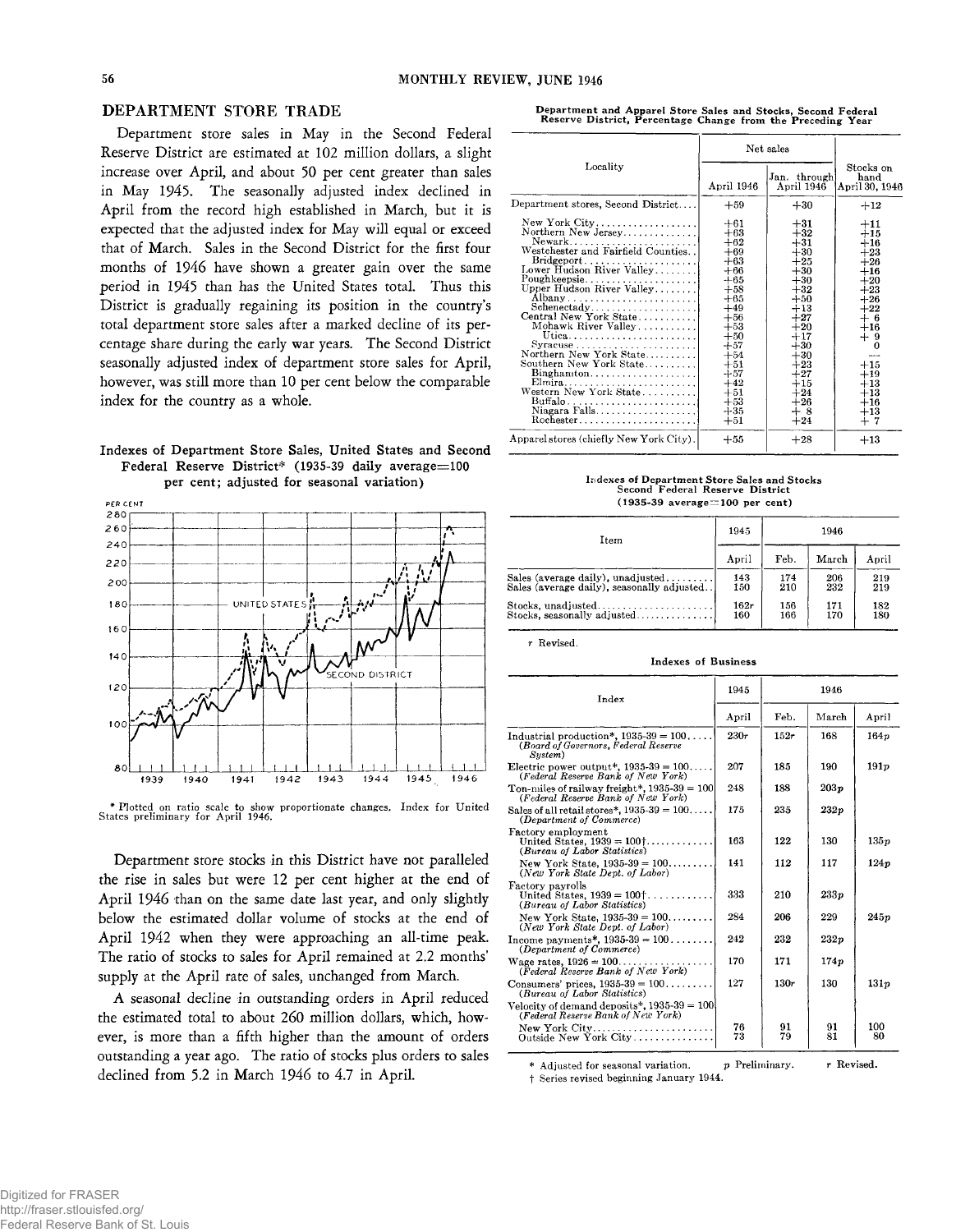## DEPARTMENT STORE TRADE

Department store sales in May in the Second Federal Reserve District are estimated at 102 million dollars, a slight increase over April, and about 50 per cent greater than sales in May 1945. The seasonally adjusted index declined in April from the record high established in March, but it is expected that the adjusted index for May will equal or exceed that of March. Sales in the Second District for the first four months of 1946 have shown a greater gain over the same period in 1945 than has the United States total. Thus this District is gradually regaining its position in the country's total department store sales after a marked decline of its percentage share during the early war years. The Second District seasonally adjusted index of department store sales for April, however, was still more than 10 per cent below the comparable index for the country as a whole.

**Indexes of Department Store Sales, United States and Second Federal Reserve District* (1935-39 daily average=100 per cent; adjusted for seasonal variation)**

\* Plotted on ratio scale to show proportionate changes. Index for United States preliminary for April 1946.

Department store stocks in this District have not paralleled the rise in sales but were 12 per cent higher at the end of April 1946 than on the same date last year, and only slightly below the estimated dollar volume of stocks at the end of April 1942 when they were approaching an all-time peak. The ratio of stocks to sales for April remained at 2.2 months' supply at the April rate of sales, unchanged from March.

A seasonal decline in outstanding orders in April reduced the estimated total to about 260 million dollars, which, however, is more than a fifth higher than the amount of orders outstanding a year ago. The ratio of stocks plus orders to sales declined from 5.2 in March 1946 to 4.7 in April.

**Department and Apparel Store Sales and Stocks, Second Federal Reserve District, Percentage Change from the Preceding Year**

| Locality | Net sales | | Stocks on hand |
|---|---|---|---|
| | April 1946 | Jan. through April 1946 | April 30, 1946 |
| Department stores, Second District | +59 | +30 | +12 |
| New York City | +61 | +31 | +11 |
| Northern New Jersey | +63 | +32 | +15 |
| Newark | +62 | +31 | +16 |
| Westchester and Fairfield Counties | +69 | +30 | +23 |
| Bridgeport | +63 | +25 | +26 |
| Lower Hudson River Valley | +66 | +30 | +16 |
| Poughkeepsie | +65 | +30 | +20 |
| Upper Hudson River Valley | +58 | +32 | +23 |
| Albany | +65 | +50 | +26 |
| Schenectady | +49 | +13 | +22 |
| Central New York State | +56 | +27 | + 6 |
| Mohawk River Valley | +53 | +20 | +16 |
| Utica | +50 | +17 | + 9 |
| Syracuse | +57 | +30 | 0 |
| Northern New York State | +54 | +30 | — |
| Southern New York State | +51 | +23 | +15 |
| Binghamton | +57 | +27 | +19 |
| Elmira | +42 | +15 | +13 |
| Western New York State | +51 | +24 | +13 |
| Buffalo | +53 | +26 | +16 |
| Niagara Falls | +35 | + 8 | +13 |
| Rochester | +51 | +24 | + 7 |
| Apparel stores (chiefly New York City) | +55 | +28 | +13 |

**Indexes of Department Store Sales and Stocks Second Federal Reserve District (1935-39 average=100 per cent)**

| Item | 1945 | 1946 | | |
|---|---|---|---|---|
| | April | Feb. | March | April |
| Sales (average daily), unadjusted | 143 | 174 | 206 | 219 |
| Sales (average daily), seasonally adjusted | 150 | 210 | 232 | 219 |
| Stocks, unadjusted | 162r | 156 | 171 | 182 |
| Stocks, seasonally adjusted | 160 | 166 | 170 | 180 |

r Revised.

**Indexes of Business**

| Index | 1945 | 1946 | | |
|---|---|---|---|---|
| | April | Feb. | March | April |
| Industrial production*, 1935-39 = 100 (*Board of Governors, Federal Reserve System*) | 230r | 152r | 168 | 164p |
| Electric power output*, 1935-39 = 100 (*Federal Reserve Bank of New York*) | 207 | 185 | 190 | 191p |
| Ton-miles of railway freight*, 1935-39 = 100 (*Federal Reserve Bank of New York*) | 248 | 188 | 203p | |
| Sales of all retail stores*, 1935-39 = 100 (*Department of Commerce*) | 175 | 235 | 232p | |
| Factory employment | | | | |
| United States, 1939 = 100† (*Bureau of Labor Statistics*) | 163 | 122 | 130 | 135p |
| New York State, 1935-39 = 100 (*New York State Dept. of Labor*) | 141 | 112 | 117 | 124p |
| Factory payrolls | | | | |
| United States, 1939 = 100† (*Bureau of Labor Statistics*) | 333 | 210 | 233p | |
| New York State, 1935-39 = 100 (*New York State Dept. of Labor*) | 284 | 206 | 229 | 245p |
| Income payments*, 1935-39 = 100 (*Department of Commerce*) | 242 | 232 | 232p | |
| Wage rates, 1926 = 100 (*Federal Reserve Bank of New York*) | 170 | 171 | 174p | |
| Consumers' prices, 1935-39 = 100 (*Bureau of Labor Statistics*) | 127 | 130r | 130 | 131p |
| Velocity of demand deposits*, 1935-39 = 100 (*Federal Reserve Bank of New York*) | | | | |
| New York City | 76 | 91 | 91 | 100 |
| Outside New York City | 73 | 79 | 81 | 80 |

\* Adjusted for seasonal variation. p Preliminary. r Revised.
† Series revised beginning January 1944.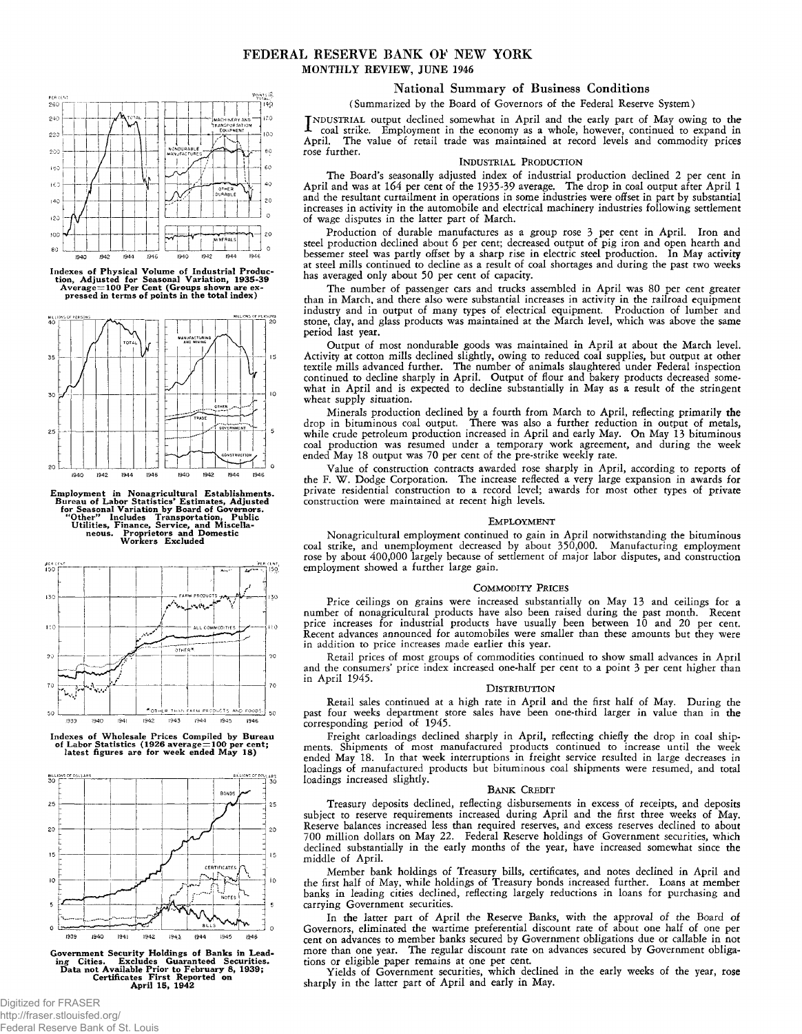FEDERAL RESERVE BANK OF NEW YORK
MONTHLY REVIEW, JUNE 1946

PER CENT
260
240
220
200
180
160
140
120
100
80
1940 1942 1944 1946
TOTAL

POINTS IN TOTAL
140
120
100
80
60
40
20
0
MACHINERY AND TRANSPORTATION EQUIPMENT
NONDURABLE MANUFACTURES
OTHER DURABLE
MINERALS
20
0
1940 1942 1944 1946

Indexes of Physical Volume of Industrial Production, Adjusted for Seasonal Variation, 1935-39 Average=100 Per Cent (Groups shown are expressed in terms of points in the total index)

MILLIONS OF PERSONS
40
35
30
25
20
TOTAL
1940 1942 1944 1946

MILLIONS OF PERSONS
20
15
10
5
0
MANUFACTURING AND MINING
OTHER
TRADE
GOVERNMENT
CONSTRUCTION
1940 1942 1944 1946

Employment in Nonagricultural Establishments. Bureau of Labor Statistics' Estimates, Adjusted for Seasonal Variation by Board of Governors. "Other" Includes Transportation, Public Utilities, Finance, Service, and Miscellaneous. Proprietors and Domestic Workers Excluded

PER CENT
150
130
110
90
70
50
FARM PRODUCTS
ALL COMMODITIES
OTHER*
*OTHER THAN FARM PRODUCTS AND FOODS
1939 1940 1941 1942 1943 1944 1945 1946
PER CENT
150
130
110
90
70
50

Indexes of Wholesale Prices Compiled by Bureau of Labor Statistics (1926 average=100 per cent; latest figures are for week ended May 18)

BILLIONS OF DOLLARS
30
25
20
15
10
5
0
BONDS
CERTIFICATES
NOTES
BILLS
1939 1940 1941 1942 1943 1944 1945 1946
BILLIONS OF DOLLARS
30
25
20
15
10
5
0

Government Security Holdings of Banks in Leading Cities. Excludes Guaranteed Securities. Data not Available Prior to February 8, 1939; Certificates First Reported on April 15, 1942

## National Summary of Business Conditions

(Summarized by the Board of Governors of the Federal Reserve System)

Industrial output declined somewhat in April and the early part of May owing to the coal strike. Employment in the economy as a whole, however, continued to expand in April. The value of retail trade was maintained at record levels and commodity prices rose further.

### Industrial Production

The Board's seasonally adjusted index of industrial production declined 2 per cent in April and was at 164 per cent of the 1935-39 average. The drop in coal output after April 1 and the resultant curtailment in operations in some industries were offset in part by substantial increases in activity in the automobile and electrical machinery industries following settlement of wage disputes in the latter part of March.

Production of durable manufactures as a group rose 3 per cent in April. Iron and steel production declined about 6 per cent; decreased output of pig iron and open hearth and bessemer steel was partly offset by a sharp rise in electric steel production. In May activity at steel mills continued to decline as a result of coal shortages and during the past two weeks has averaged only about 50 per cent of capacity.

The number of passenger cars and trucks assembled in April was 80 per cent greater than in March, and there also were substantial increases in activity in the railroad equipment industry and in output of many types of electrical equipment. Production of lumber and stone, clay, and glass products was maintained at the March level, which was above the same period last year.

Output of most nondurable goods was maintained in April at about the March level. Activity at cotton mills declined slightly, owing to reduced coal supplies, but output at other textile mills advanced further. The number of animals slaughtered under Federal inspection continued to decline sharply in April. Output of flour and bakery products decreased somewhat in April and is expected to decline substantially in May as a result of the stringent wheat supply situation.

Minerals production declined by a fourth from March to April, reflecting primarily the drop in bituminous coal output. There was also a further reduction in output of metals, while crude petroleum production increased in April and early May. On May 13 bituminous coal production was resumed under a temporary work agreement, and during the week ended May 18 output was 70 per cent of the pre-strike weekly rate.

Value of construction contracts awarded rose sharply in April, according to reports of the F. W. Dodge Corporation. The increase reflected a very large expansion in awards for private residential construction to a record level; awards for most other types of private construction were maintained at recent high levels.

### Employment

Nonagricultural employment continued to gain in April notwithstanding the bituminous coal strike, and unemployment decreased by about 350,000. Manufacturing employment rose by about 400,000 largely because of settlement of major labor disputes, and construction employment showed a further large gain.

### Commodity Prices

Price ceilings on grains were increased substantially on May 13 and ceilings for a number of nonagricultural products have also been raised during the past month. Recent price increases for industrial products have usually been between 10 and 20 per cent. Recent advances announced for automobiles were smaller than these amounts but they were in addition to price increases made earlier this year.

Retail prices of most groups of commodities continued to show small advances in April and the consumers' price index increased one-half per cent to a point 3 per cent higher than in April 1945.

### Distribution

Retail sales continued at a high rate in April and the first half of May. During the past four weeks department store sales have been one-third larger in value than in the corresponding period of 1945.

Freight carloadings declined sharply in April, reflecting chiefly the drop in coal shipments. Shipments of most manufactured products continued to increase until the week ended May 18. In that week interruptions in freight service resulted in large decreases in loadings of manufactured products but bituminous coal shipments were resumed, and total loadings increased slightly.

### Bank Credit

Treasury deposits declined, reflecting disbursements in excess of receipts, and deposits subject to reserve requirements increased during April and the first three weeks of May. Reserve balances increased less than required reserves, and excess reserves declined to about 700 million dollars on May 22. Federal Reserve holdings of Government securities, which declined substantially in the early months of the year, have increased somewhat since the middle of April.

Member bank holdings of Treasury bills, certificates, and notes declined in April and the first half of May, while holdings of Treasury bonds increased further. Loans at member banks in leading cities declined, reflecting largely reductions in loans for purchasing and carrying Government securities.

In the latter part of April the Reserve Banks, with the approval of the Board of Governors, eliminated the wartime preferential discount rate of about one half of one per cent on advances to member banks secured by Government obligations due or callable in not more than one year. The regular discount rate on advances secured by Government obligations or eligible paper remains at one per cent.

Yields of Government securities, which declined in the early weeks of the year, rose sharply in the latter part of April and early in May.